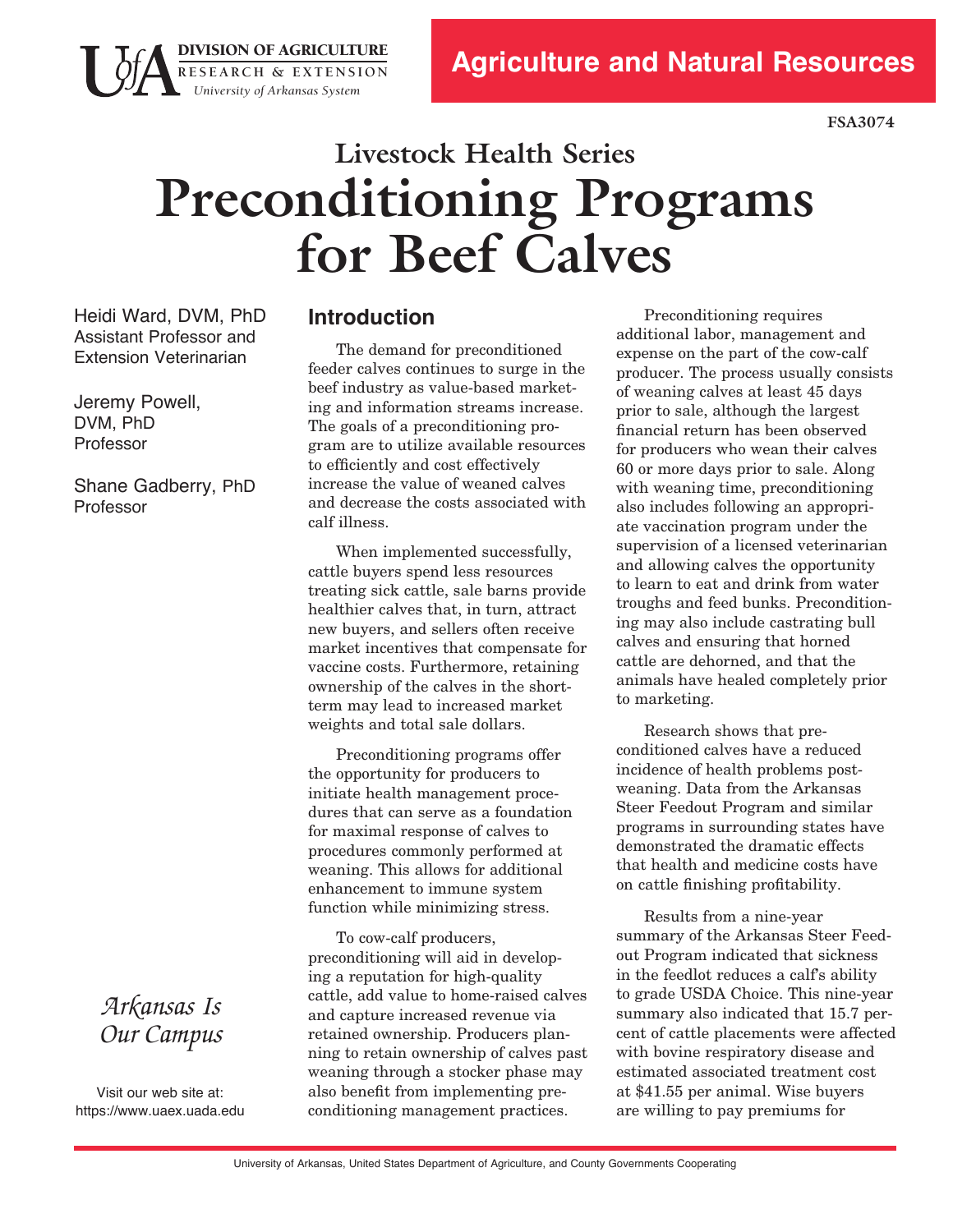DIVISION OF AGRICULTURE
RESEARCH & EXTENSION
*University of Arkansas System*

**Agriculture and Natural Resources**

**FSA3074**

## Livestock Health Series

# Preconditioning Programs for Beef Calves

Heidi Ward, DVM, PhD
Assistant Professor and Extension Veterinarian

Jeremy Powell, DVM, PhD
Professor

Shane Gadberry, PhD
Professor

*Arkansas Is Our Campus*

Visit our web site at:
https://www.uaex.uada.edu

## Introduction

The demand for preconditioned feeder calves continues to surge in the beef industry as value-based marketing and information streams increase. The goals of a preconditioning program are to utilize available resources to efficiently and cost effectively increase the value of weaned calves and decrease the costs associated with calf illness.

When implemented successfully, cattle buyers spend less resources treating sick cattle, sale barns provide healthier calves that, in turn, attract new buyers, and sellers often receive market incentives that compensate for vaccine costs. Furthermore, retaining ownership of the calves in the short-term may lead to increased market weights and total sale dollars.

Preconditioning programs offer the opportunity for producers to initiate health management procedures that can serve as a foundation for maximal response of calves to procedures commonly performed at weaning. This allows for additional enhancement to immune system function while minimizing stress.

To cow-calf producers, preconditioning will aid in developing a reputation for high-quality cattle, add value to home-raised calves and capture increased revenue via retained ownership. Producers planning to retain ownership of calves past weaning through a stocker phase may also benefit from implementing preconditioning management practices.

Preconditioning requires additional labor, management and expense on the part of the cow-calf producer. The process usually consists of weaning calves at least 45 days prior to sale, although the largest financial return has been observed for producers who wean their calves 60 or more days prior to sale. Along with weaning time, preconditioning also includes following an appropriate vaccination program under the supervision of a licensed veterinarian and allowing calves the opportunity to learn to eat and drink from water troughs and feed bunks. Preconditioning may also include castrating bull calves and ensuring that horned cattle are dehorned, and that the animals have healed completely prior to marketing.

Research shows that preconditioned calves have a reduced incidence of health problems post-weaning. Data from the Arkansas Steer Feedout Program and similar programs in surrounding states have demonstrated the dramatic effects that health and medicine costs have on cattle finishing profitability.

Results from a nine-year summary of the Arkansas Steer Feedout Program indicated that sickness in the feedlot reduces a calf's ability to grade USDA Choice. This nine-year summary also indicated that 15.7 percent of cattle placements were affected with bovine respiratory disease and estimated associated treatment cost at $41.55 per animal. Wise buyers are willing to pay premiums for

University of Arkansas, United States Department of Agriculture, and County Governments Cooperating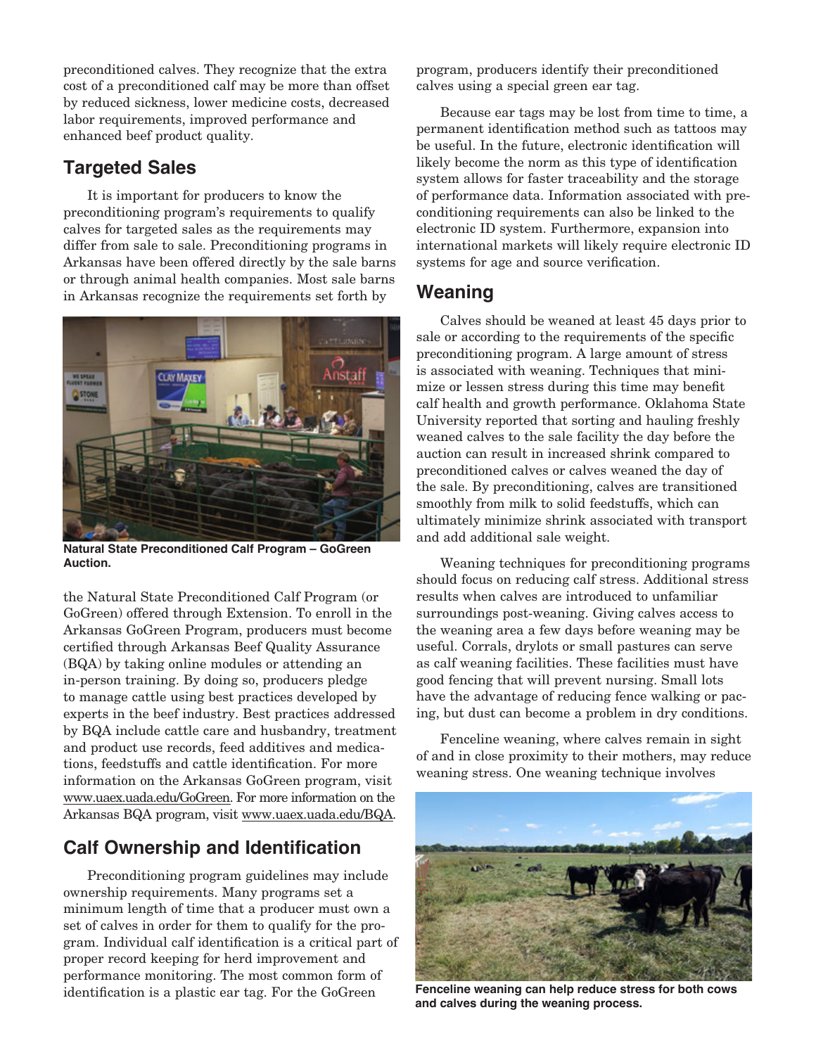preconditioned calves. They recognize that the extra cost of a preconditioned calf may be more than offset by reduced sickness, lower medicine costs, decreased labor requirements, improved performance and enhanced beef product quality.

## Targeted Sales

It is important for producers to know the preconditioning program's requirements to qualify calves for targeted sales as the requirements may differ from sale to sale. Preconditioning programs in Arkansas have been offered directly by the sale barns or through animal health companies. Most sale barns in Arkansas recognize the requirements set forth by the Natural State Preconditioned Calf Program (or GoGreen) offered through Extension. To enroll in the Arkansas GoGreen Program, producers must become certified through Arkansas Beef Quality Assurance (BQA) by taking online modules or attending an in-person training. By doing so, producers pledge to manage cattle using best practices developed by experts in the beef industry. Best practices addressed by BQA include cattle care and husbandry, treatment and product use records, feed additives and medications, feedstuffs and cattle identification. For more information on the Arkansas GoGreen program, visit www.uaex.uada.edu/GoGreen. For more information on the Arkansas BQA program, visit www.uaex.uada.edu/BQA.

**Natural State Preconditioned Calf Program – GoGreen Auction.**

## Calf Ownership and Identification

Preconditioning program guidelines may include ownership requirements. Many programs set a minimum length of time that a producer must own a set of calves in order for them to qualify for the program. Individual calf identification is a critical part of proper record keeping for herd improvement and performance monitoring. The most common form of identification is a plastic ear tag. For the GoGreen program, producers identify their preconditioned calves using a special green ear tag.

Because ear tags may be lost from time to time, a permanent identification method such as tattoos may be useful. In the future, electronic identification will likely become the norm as this type of identification system allows for faster traceability and the storage of performance data. Information associated with preconditioning requirements can also be linked to the electronic ID system. Furthermore, expansion into international markets will likely require electronic ID systems for age and source verification.

## Weaning

Calves should be weaned at least 45 days prior to sale or according to the requirements of the specific preconditioning program. A large amount of stress is associated with weaning. Techniques that minimize or lessen stress during this time may benefit calf health and growth performance. Oklahoma State University reported that sorting and hauling freshly weaned calves to the sale facility the day before the auction can result in increased shrink compared to preconditioned calves or calves weaned the day of the sale. By preconditioning, calves are transitioned smoothly from milk to solid feedstuffs, which can ultimately minimize shrink associated with transport and add additional sale weight.

Weaning techniques for preconditioning programs should focus on reducing calf stress. Additional stress results when calves are introduced to unfamiliar surroundings post-weaning. Giving calves access to the weaning area a few days before weaning may be useful. Corrals, drylots or small pastures can serve as calf weaning facilities. These facilities must have good fencing that will prevent nursing. Small lots have the advantage of reducing fence walking or pacing, but dust can become a problem in dry conditions.

Fenceline weaning, where calves remain in sight of and in close proximity to their mothers, may reduce weaning stress. One weaning technique involves

**Fenceline weaning can help reduce stress for both cows and calves during the weaning process.**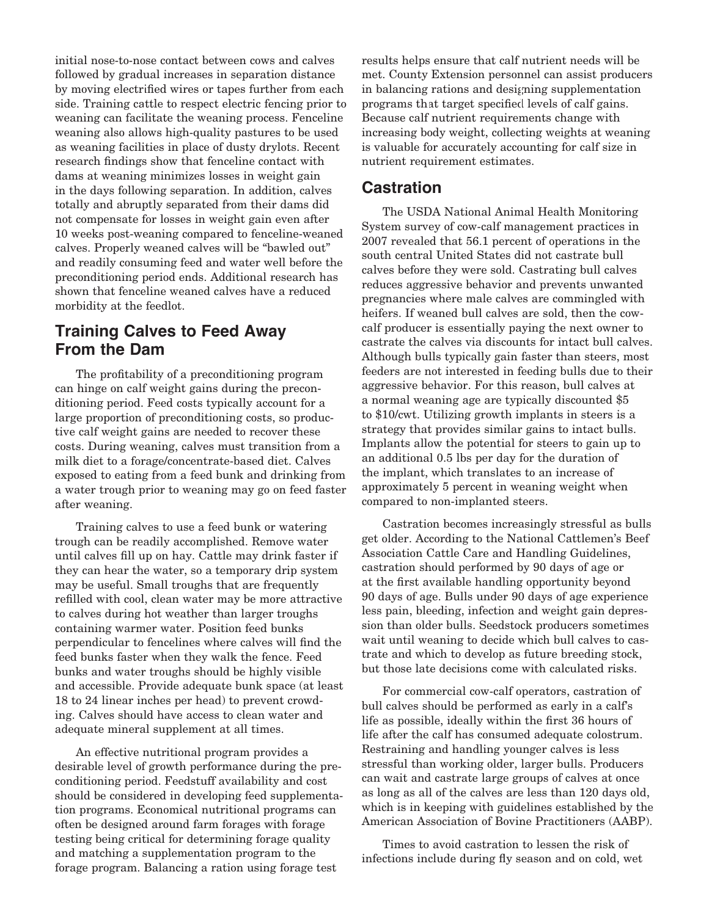initial nose-to-nose contact between cows and calves followed by gradual increases in separation distance by moving electrified wires or tapes further from each side. Training cattle to respect electric fencing prior to weaning can facilitate the weaning process. Fenceline weaning also allows high-quality pastures to be used as weaning facilities in place of dusty drylots. Recent research findings show that fenceline contact with dams at weaning minimizes losses in weight gain in the days following separation. In addition, calves totally and abruptly separated from their dams did not compensate for losses in weight gain even after 10 weeks post-weaning compared to fenceline-weaned calves. Properly weaned calves will be "bawled out" and readily consuming feed and water well before the preconditioning period ends. Additional research has shown that fenceline weaned calves have a reduced morbidity at the feedlot.

## Training Calves to Feed Away From the Dam

The profitability of a preconditioning program can hinge on calf weight gains during the preconditioning period. Feed costs typically account for a large proportion of preconditioning costs, so productive calf weight gains are needed to recover these costs. During weaning, calves must transition from a milk diet to a forage/concentrate-based diet. Calves exposed to eating from a feed bunk and drinking from a water trough prior to weaning may go on feed faster after weaning.

Training calves to use a feed bunk or watering trough can be readily accomplished. Remove water until calves fill up on hay. Cattle may drink faster if they can hear the water, so a temporary drip system may be useful. Small troughs that are frequently refilled with cool, clean water may be more attractive to calves during hot weather than larger troughs containing warmer water. Position feed bunks perpendicular to fencelines where calves will find the feed bunks faster when they walk the fence. Feed bunks and water troughs should be highly visible and accessible. Provide adequate bunk space (at least 18 to 24 linear inches per head) to prevent crowding. Calves should have access to clean water and adequate mineral supplement at all times.

An effective nutritional program provides a desirable level of growth performance during the preconditioning period. Feedstuff availability and cost should be considered in developing feed supplementation programs. Economical nutritional programs can often be designed around farm forages with forage testing being critical for determining forage quality and matching a supplementation program to the forage program. Balancing a ration using forage test results helps ensure that calf nutrient needs will be met. County Extension personnel can assist producers in balancing rations and designing supplementation programs that target specified levels of calf gains. Because calf nutrient requirements change with increasing body weight, collecting weights at weaning is valuable for accurately accounting for calf size in nutrient requirement estimates.

## Castration

The USDA National Animal Health Monitoring System survey of cow-calf management practices in 2007 revealed that 56.1 percent of operations in the south central United States did not castrate bull calves before they were sold. Castrating bull calves reduces aggressive behavior and prevents unwanted pregnancies where male calves are commingled with heifers. If weaned bull calves are sold, then the cow-calf producer is essentially paying the next owner to castrate the calves via discounts for intact bull calves. Although bulls typically gain faster than steers, most feeders are not interested in feeding bulls due to their aggressive behavior. For this reason, bull calves at a normal weaning age are typically discounted $5 to $10/cwt. Utilizing growth implants in steers is a strategy that provides similar gains to intact bulls. Implants allow the potential for steers to gain up to an additional 0.5 lbs per day for the duration of the implant, which translates to an increase of approximately 5 percent in weaning weight when compared to non-implanted steers.

Castration becomes increasingly stressful as bulls get older. According to the National Cattlemen's Beef Association Cattle Care and Handling Guidelines, castration should performed by 90 days of age or at the first available handling opportunity beyond 90 days of age. Bulls under 90 days of age experience less pain, bleeding, infection and weight gain depression than older bulls. Seedstock producers sometimes wait until weaning to decide which bull calves to castrate and which to develop as future breeding stock, but those late decisions come with calculated risks.

For commercial cow-calf operators, castration of bull calves should be performed as early in a calf's life as possible, ideally within the first 36 hours of life after the calf has consumed adequate colostrum. Restraining and handling younger calves is less stressful than working older, larger bulls. Producers can wait and castrate large groups of calves at once as long as all of the calves are less than 120 days old, which is in keeping with guidelines established by the American Association of Bovine Practitioners (AABP).

Times to avoid castration to lessen the risk of infections include during fly season and on cold, wet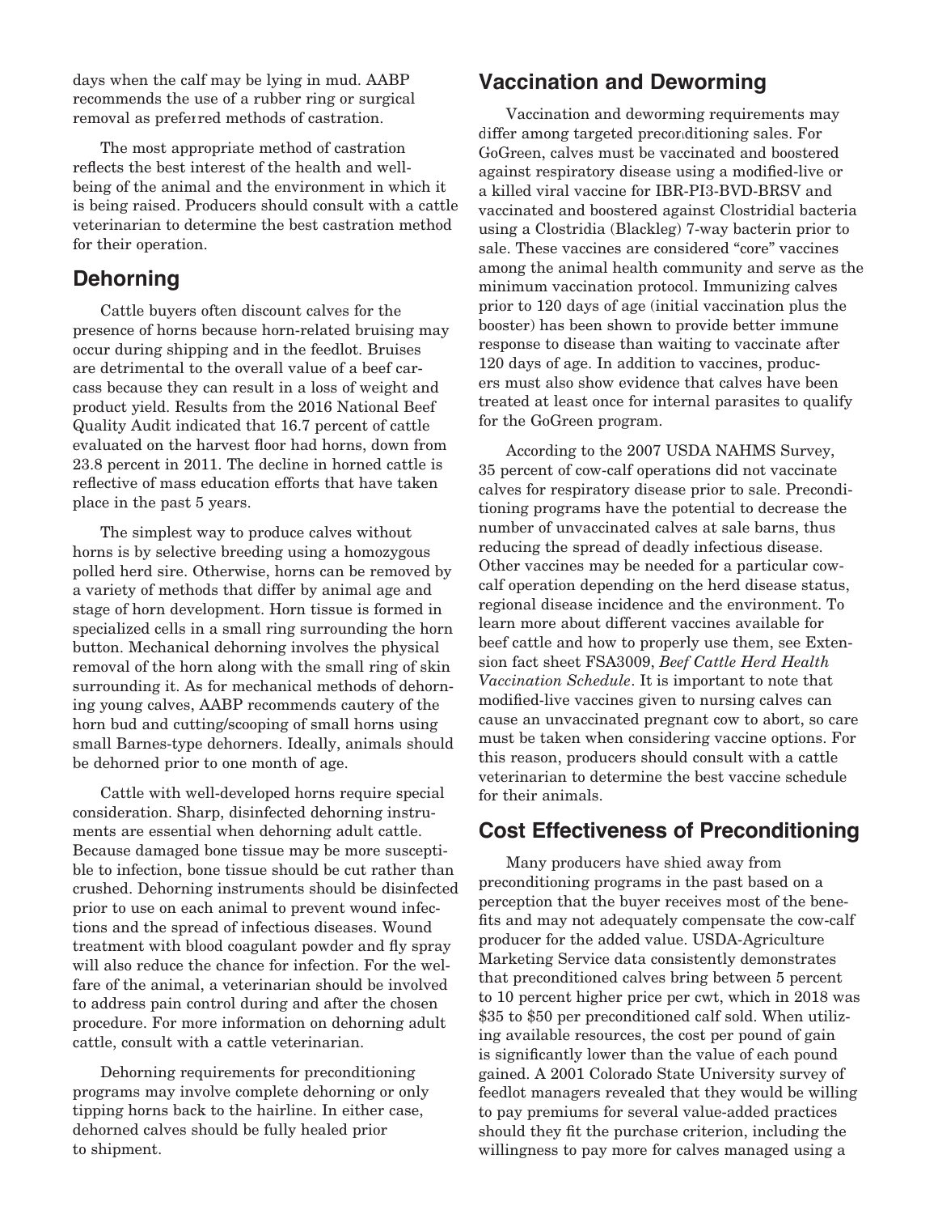days when the calf may be lying in mud. AABP recommends the use of a rubber ring or surgical removal as preferred methods of castration.

The most appropriate method of castration reflects the best interest of the health and well-being of the animal and the environment in which it is being raised. Producers should consult with a cattle veterinarian to determine the best castration method for their operation.

## Dehorning

Cattle buyers often discount calves for the presence of horns because horn-related bruising may occur during shipping and in the feedlot. Bruises are detrimental to the overall value of a beef carcass because they can result in a loss of weight and product yield. Results from the 2016 National Beef Quality Audit indicated that 16.7 percent of cattle evaluated on the harvest floor had horns, down from 23.8 percent in 2011. The decline in horned cattle is reflective of mass education efforts that have taken place in the past 5 years.

The simplest way to produce calves without horns is by selective breeding using a homozygous polled herd sire. Otherwise, horns can be removed by a variety of methods that differ by animal age and stage of horn development. Horn tissue is formed in specialized cells in a small ring surrounding the horn button. Mechanical dehorning involves the physical removal of the horn along with the small ring of skin surrounding it. As for mechanical methods of dehorning young calves, AABP recommends cautery of the horn bud and cutting/scooping of small horns using small Barnes-type dehorners. Ideally, animals should be dehorned prior to one month of age.

Cattle with well-developed horns require special consideration. Sharp, disinfected dehorning instruments are essential when dehorning adult cattle. Because damaged bone tissue may be more susceptible to infection, bone tissue should be cut rather than crushed. Dehorning instruments should be disinfected prior to use on each animal to prevent wound infections and the spread of infectious diseases. Wound treatment with blood coagulant powder and fly spray will also reduce the chance for infection. For the welfare of the animal, a veterinarian should be involved to address pain control during and after the chosen procedure. For more information on dehorning adult cattle, consult with a cattle veterinarian.

Dehorning requirements for preconditioning programs may involve complete dehorning or only tipping horns back to the hairline. In either case, dehorned calves should be fully healed prior to shipment.

## Vaccination and Deworming

Vaccination and deworming requirements may differ among targeted preconditioning sales. For GoGreen, calves must be vaccinated and boostered against respiratory disease using a modified-live or a killed viral vaccine for IBR-PI3-BVD-BRSV and vaccinated and boostered against Clostridial bacteria using a Clostridia (Blackleg) 7-way bacterin prior to sale. These vaccines are considered "core" vaccines among the animal health community and serve as the minimum vaccination protocol. Immunizing calves prior to 120 days of age (initial vaccination plus the booster) has been shown to provide better immune response to disease than waiting to vaccinate after 120 days of age. In addition to vaccines, producers must also show evidence that calves have been treated at least once for internal parasites to qualify for the GoGreen program.

According to the 2007 USDA NAHMS Survey, 35 percent of cow-calf operations did not vaccinate calves for respiratory disease prior to sale. Preconditioning programs have the potential to decrease the number of unvaccinated calves at sale barns, thus reducing the spread of deadly infectious disease. Other vaccines may be needed for a particular cow-calf operation depending on the herd disease status, regional disease incidence and the environment. To learn more about different vaccines available for beef cattle and how to properly use them, see Extension fact sheet FSA3009, *Beef Cattle Herd Health Vaccination Schedule*. It is important to note that modified-live vaccines given to nursing calves can cause an unvaccinated pregnant cow to abort, so care must be taken when considering vaccine options. For this reason, producers should consult with a cattle veterinarian to determine the best vaccine schedule for their animals.

## Cost Effectiveness of Preconditioning

Many producers have shied away from preconditioning programs in the past based on a perception that the buyer receives most of the benefits and may not adequately compensate the cow-calf producer for the added value. USDA-Agriculture Marketing Service data consistently demonstrates that preconditioned calves bring between 5 percent to 10 percent higher price per cwt, which in 2018 was $35 to $50 per preconditioned calf sold. When utilizing available resources, the cost per pound of gain is significantly lower than the value of each pound gained. A 2001 Colorado State University survey of feedlot managers revealed that they would be willing to pay premiums for several value-added practices should they fit the purchase criterion, including the willingness to pay more for calves managed using a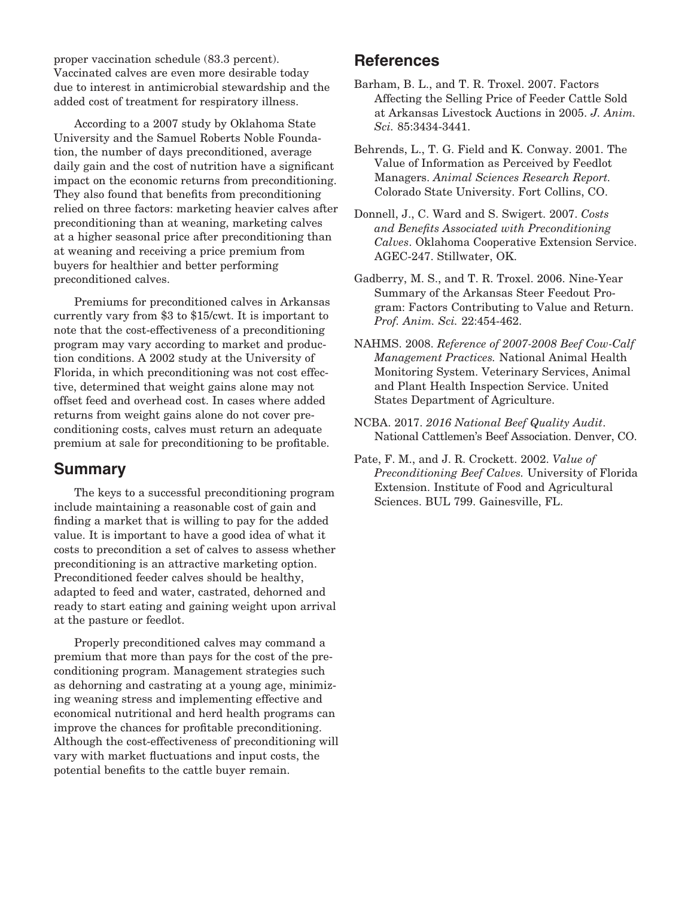proper vaccination schedule (83.3 percent). Vaccinated calves are even more desirable today due to interest in antimicrobial stewardship and the added cost of treatment for respiratory illness.

According to a 2007 study by Oklahoma State University and the Samuel Roberts Noble Foundation, the number of days preconditioned, average daily gain and the cost of nutrition have a significant impact on the economic returns from preconditioning. They also found that benefits from preconditioning relied on three factors: marketing heavier calves after preconditioning than at weaning, marketing calves at a higher seasonal price after preconditioning than at weaning and receiving a price premium from buyers for healthier and better performing preconditioned calves.

Premiums for preconditioned calves in Arkansas currently vary from $3 to $15/cwt. It is important to note that the cost-effectiveness of a preconditioning program may vary according to market and production conditions. A 2002 study at the University of Florida, in which preconditioning was not cost effective, determined that weight gains alone may not offset feed and overhead cost. In cases where added returns from weight gains alone do not cover preconditioning costs, calves must return an adequate premium at sale for preconditioning to be profitable.

## Summary

The keys to a successful preconditioning program include maintaining a reasonable cost of gain and finding a market that is willing to pay for the added value. It is important to have a good idea of what it costs to precondition a set of calves to assess whether preconditioning is an attractive marketing option. Preconditioned feeder calves should be healthy, adapted to feed and water, castrated, dehorned and ready to start eating and gaining weight upon arrival at the pasture or feedlot.

Properly preconditioned calves may command a premium that more than pays for the cost of the preconditioning program. Management strategies such as dehorning and castrating at a young age, minimizing weaning stress and implementing effective and economical nutritional and herd health programs can improve the chances for profitable preconditioning. Although the cost-effectiveness of preconditioning will vary with market fluctuations and input costs, the potential benefits to the cattle buyer remain.

## References

Barham, B. L., and T. R. Troxel. 2007. Factors Affecting the Selling Price of Feeder Cattle Sold at Arkansas Livestock Auctions in 2005. *J. Anim. Sci.* 85:3434-3441.

Behrends, L., T. G. Field and K. Conway. 2001. The Value of Information as Perceived by Feedlot Managers. *Animal Sciences Research Report.* Colorado State University. Fort Collins, CO.

Donnell, J., C. Ward and S. Swigert. 2007. *Costs and Benefits Associated with Preconditioning Calves*. Oklahoma Cooperative Extension Service. AGEC-247. Stillwater, OK.

Gadberry, M. S., and T. R. Troxel. 2006. Nine-Year Summary of the Arkansas Steer Feedout Program: Factors Contributing to Value and Return. *Prof. Anim. Sci.* 22:454-462.

NAHMS. 2008. *Reference of 2007-2008 Beef Cow-Calf Management Practices.* National Animal Health Monitoring System. Veterinary Services, Animal and Plant Health Inspection Service. United States Department of Agriculture.

NCBA. 2017. *2016 National Beef Quality Audit*. National Cattlemen's Beef Association. Denver, CO.

Pate, F. M., and J. R. Crockett. 2002. *Value of Preconditioning Beef Calves.* University of Florida Extension. Institute of Food and Agricultural Sciences. BUL 799. Gainesville, FL.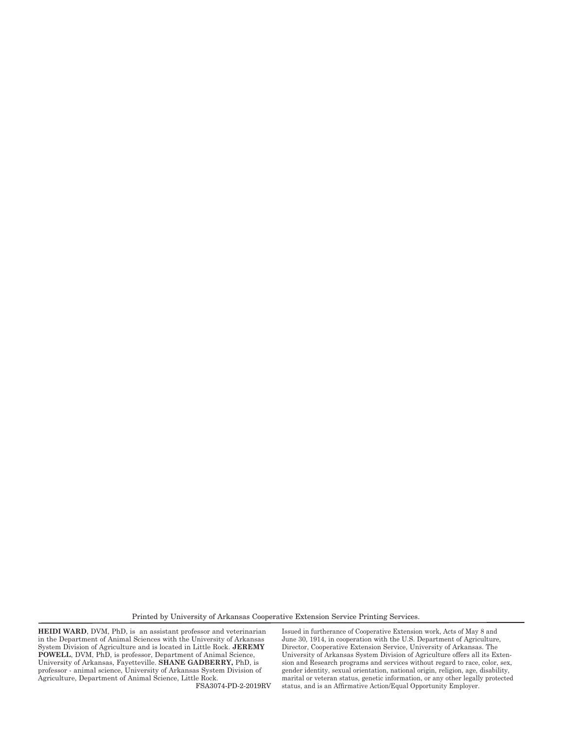Printed by University of Arkansas Cooperative Extension Service Printing Services.

**HEIDI WARD**, DVM, PhD, is an assistant professor and veterinarian in the Department of Animal Sciences with the University of Arkansas System Division of Agriculture and is located in Little Rock. **JEREMY POWELL**, DVM, PhD, is professor, Department of Animal Science, University of Arkansas, Fayetteville. **SHANE GADBERRY,** PhD, is professor - animal science, University of Arkansas System Division of Agriculture, Department of Animal Science, Little Rock.

FSA3074-PD-2-2019RV

Issued in furtherance of Cooperative Extension work, Acts of May 8 and June 30, 1914, in cooperation with the U.S. Department of Agriculture, Director, Cooperative Extension Service, University of Arkansas. The University of Arkansas System Division of Agriculture offers all its Extension and Research programs and services without regard to race, color, sex, gender identity, sexual orientation, national origin, religion, age, disability, marital or veteran status, genetic information, or any other legally protected status, and is an Affirmative Action/Equal Opportunity Employer.